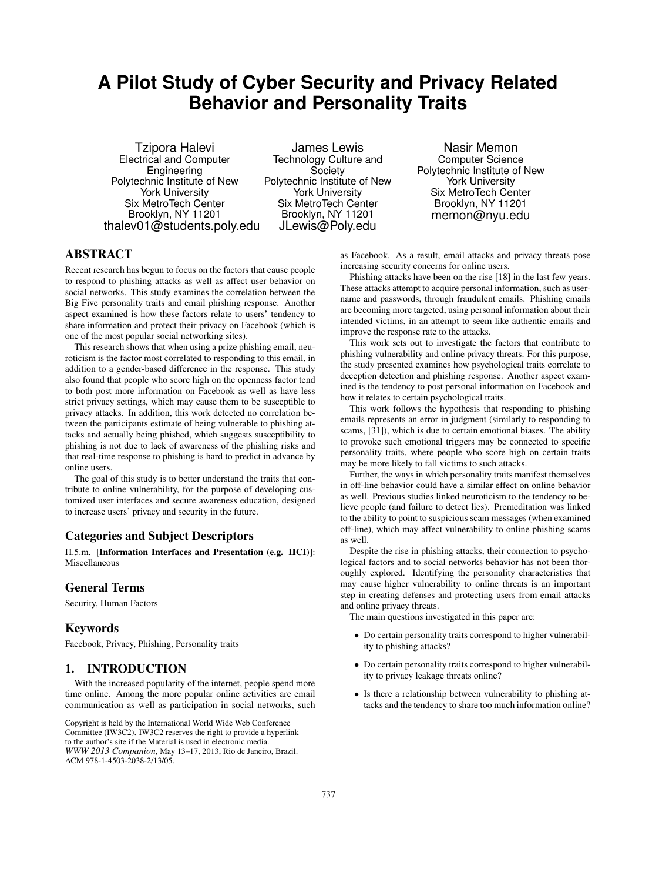# A Pilot Study of Cyber Security and Privacy Related Behavior and Personality Traits

Tzipora Halevi
Electrical and Computer Engineering
Polytechnic Institute of New York University
Six MetroTech Center
Brooklyn, NY 11201
thalev01@students.poly.edu

James Lewis
Technology Culture and Society
Polytechnic Institute of New York University
Six MetroTech Center
Brooklyn, NY 11201
JLewis@Poly.edu

Nasir Memon
Computer Science
Polytechnic Institute of New York University
Six MetroTech Center
Brooklyn, NY 11201
memon@nyu.edu

## ABSTRACT

Recent research has begun to focus on the factors that cause people to respond to phishing attacks as well as affect user behavior on social networks. This study examines the correlation between the Big Five personality traits and email phishing response. Another aspect examined is how these factors relate to users' tendency to share information and protect their privacy on Facebook (which is one of the most popular social networking sites).

This research shows that when using a prize phishing email, neuroticism is the factor most correlated to responding to this email, in addition to a gender-based difference in the response. This study also found that people who score high on the openness factor tend to both post more information on Facebook as well as have less strict privacy settings, which may cause them to be susceptible to privacy attacks. In addition, this work detected no correlation between the participants estimate of being vulnerable to phishing attacks and actually being phished, which suggests susceptibility to phishing is not due to lack of awareness of the phishing risks and that real-time response to phishing is hard to predict in advance by online users.

The goal of this study is to better understand the traits that contribute to online vulnerability, for the purpose of developing customized user interfaces and secure awareness education, designed to increase users' privacy and security in the future.

### Categories and Subject Descriptors

H.5.m. [**Information Interfaces and Presentation (e.g. HCI)**]: Miscellaneous

### General Terms

Security, Human Factors

### Keywords

Facebook, Privacy, Phishing, Personality traits

## 1. INTRODUCTION

With the increased popularity of the internet, people spend more time online. Among the more popular online activities are email communication as well as participation in social networks, such as Facebook. As a result, email attacks and privacy threats pose increasing security concerns for online users.

Phishing attacks have been on the rise [18] in the last few years. These attacks attempt to acquire personal information, such as username and passwords, through fraudulent emails. Phishing emails are becoming more targeted, using personal information about their intended victims, in an attempt to seem like authentic emails and improve the response rate to the attacks.

This work sets out to investigate the factors that contribute to phishing vulnerability and online privacy threats. For this purpose, the study presented examines how psychological traits correlate to deception detection and phishing response. Another aspect examined is the tendency to post personal information on Facebook and how it relates to certain psychological traits.

This work follows the hypothesis that responding to phishing emails represents an error in judgment (similarly to responding to scams, [31]), which is due to certain emotional biases. The ability to provoke such emotional triggers may be connected to specific personality traits, where people who score high on certain traits may be more likely to fall victims to such attacks.

Further, the ways in which personality traits manifest themselves in off-line behavior could have a similar effect on online behavior as well. Previous studies linked neuroticism to the tendency to believe people (and failure to detect lies). Premeditation was linked to the ability to point to suspicious scam messages (when examined off-line), which may affect vulnerability to online phishing scams as well.

Despite the rise in phishing attacks, their connection to psychological factors and to social networks behavior has not been thoroughly explored. Identifying the personality characteristics that may cause higher vulnerability to online threats is an important step in creating defenses and protecting users from email attacks and online privacy threats.

The main questions investigated in this paper are:

- Do certain personality traits correspond to higher vulnerability to phishing attacks?
- Do certain personality traits correspond to higher vulnerability to privacy leakage threats online?
- Is there a relationship between vulnerability to phishing attacks and the tendency to share too much information online?

Copyright is held by the International World Wide Web Conference Committee (IW3C2). IW3C2 reserves the right to provide a hyperlink to the author's site if the Material is used in electronic media.
*WWW 2013 Companion*, May 13–17, 2013, Rio de Janeiro, Brazil.
ACM 978-1-4503-2038-2/13/05.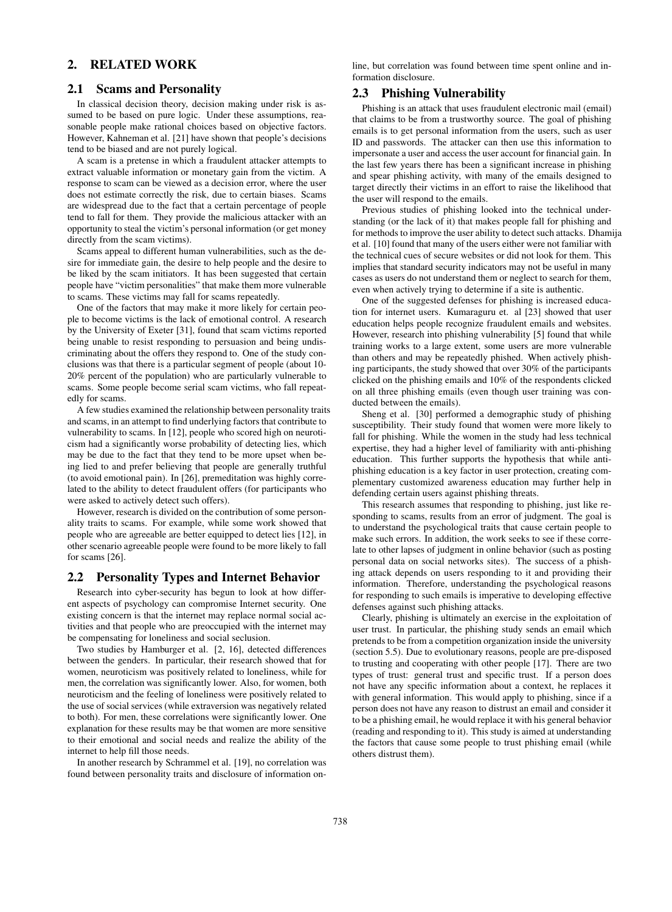## 2. RELATED WORK

### 2.1 Scams and Personality

In classical decision theory, decision making under risk is assumed to be based on pure logic. Under these assumptions, reasonable people make rational choices based on objective factors. However, Kahneman et al. [21] have shown that people's decisions tend to be biased and are not purely logical.

A scam is a pretense in which a fraudulent attacker attempts to extract valuable information or monetary gain from the victim. A response to scam can be viewed as a decision error, where the user does not estimate correctly the risk, due to certain biases. Scams are widespread due to the fact that a certain percentage of people tend to fall for them. They provide the malicious attacker with an opportunity to steal the victim's personal information (or get money directly from the scam victims).

Scams appeal to different human vulnerabilities, such as the desire for immediate gain, the desire to help people and the desire to be liked by the scam initiators. It has been suggested that certain people have "victim personalities" that make them more vulnerable to scams. These victims may fall for scams repeatedly.

One of the factors that may make it more likely for certain people to become victims is the lack of emotional control. A research by the University of Exeter [31], found that scam victims reported being unable to resist responding to persuasion and being undiscriminating about the offers they respond to. One of the study conclusions was that there is a particular segment of people (about 10-20% percent of the population) who are particularly vulnerable to scams. Some people become serial scam victims, who fall repeatedly for scams.

A few studies examined the relationship between personality traits and scams, in an attempt to find underlying factors that contribute to vulnerability to scams. In [12], people who scored high on neuroticism had a significantly worse probability of detecting lies, which may be due to the fact that they tend to be more upset when being lied to and prefer believing that people are generally truthful (to avoid emotional pain). In [26], premeditation was highly correlated to the ability to detect fraudulent offers (for participants who were asked to actively detect such offers).

However, research is divided on the contribution of some personality traits to scams. For example, while some work showed that people who are agreeable are better equipped to detect lies [12], in other scenario agreeable people were found to be more likely to fall for scams [26].

### 2.2 Personality Types and Internet Behavior

Research into cyber-security has begun to look at how different aspects of psychology can compromise Internet security. One existing concern is that the internet may replace normal social activities and that people who are preoccupied with the internet may be compensating for loneliness and social seclusion.

Two studies by Hamburger et al. [2, 16], detected differences between the genders. In particular, their research showed that for women, neuroticism was positively related to loneliness, while for men, the correlation was significantly lower. Also, for women, both neuroticism and the feeling of loneliness were positively related to the use of social services (while extraversion was negatively related to both). For men, these correlations were significantly lower. One explanation for these results may be that women are more sensitive to their emotional and social needs and realize the ability of the internet to help fill those needs.

In another research by Schrammel et al. [19], no correlation was found between personality traits and disclosure of information online, but correlation was found between time spent online and information disclosure.

### 2.3 Phishing Vulnerability

Phishing is an attack that uses fraudulent electronic mail (email) that claims to be from a trustworthy source. The goal of phishing emails is to get personal information from the users, such as user ID and passwords. The attacker can then use this information to impersonate a user and access the user account for financial gain. In the last few years there has been a significant increase in phishing and spear phishing activity, with many of the emails designed to target directly their victims in an effort to raise the likelihood that the user will respond to the emails.

Previous studies of phishing looked into the technical understanding (or the lack of it) that makes people fall for phishing and for methods to improve the user ability to detect such attacks. Dhamija et al. [10] found that many of the users either were not familiar with the technical cues of secure websites or did not look for them. This implies that standard security indicators may not be useful in many cases as users do not understand them or neglect to search for them, even when actively trying to determine if a site is authentic.

One of the suggested defenses for phishing is increased education for internet users. Kumaraguru et. al [23] showed that user education helps people recognize fraudulent emails and websites. However, research into phishing vulnerability [5] found that while training works to a large extent, some users are more vulnerable than others and may be repeatedly phished. When actively phishing participants, the study showed that over 30% of the participants clicked on the phishing emails and 10% of the respondents clicked on all three phishing emails (even though user training was conducted between the emails).

Sheng et al. [30] performed a demographic study of phishing susceptibility. Their study found that women were more likely to fall for phishing. While the women in the study had less technical expertise, they had a higher level of familiarity with anti-phishing education. This further supports the hypothesis that while anti-phishing education is a key factor in user protection, creating complementary customized awareness education may further help in defending certain users against phishing threats.

This research assumes that responding to phishing, just like responding to scams, results from an error of judgment. The goal is to understand the psychological traits that cause certain people to make such errors. In addition, the work seeks to see if these correlate to other lapses of judgment in online behavior (such as posting personal data on social networks sites). The success of a phishing attack depends on users responding to it and providing their information. Therefore, understanding the psychological reasons for responding to such emails is imperative to developing effective defenses against such phishing attacks.

Clearly, phishing is ultimately an exercise in the exploitation of user trust. In particular, the phishing study sends an email which pretends to be from a competition organization inside the university (section 5.5). Due to evolutionary reasons, people are pre-disposed to trusting and cooperating with other people [17]. There are two types of trust: general trust and specific trust. If a person does not have any specific information about a context, he replaces it with general information. This would apply to phishing, since if a person does not have any reason to distrust an email and consider it to be a phishing email, he would replace it with his general behavior (reading and responding to it). This study is aimed at understanding the factors that cause some people to trust phishing email (while others distrust them).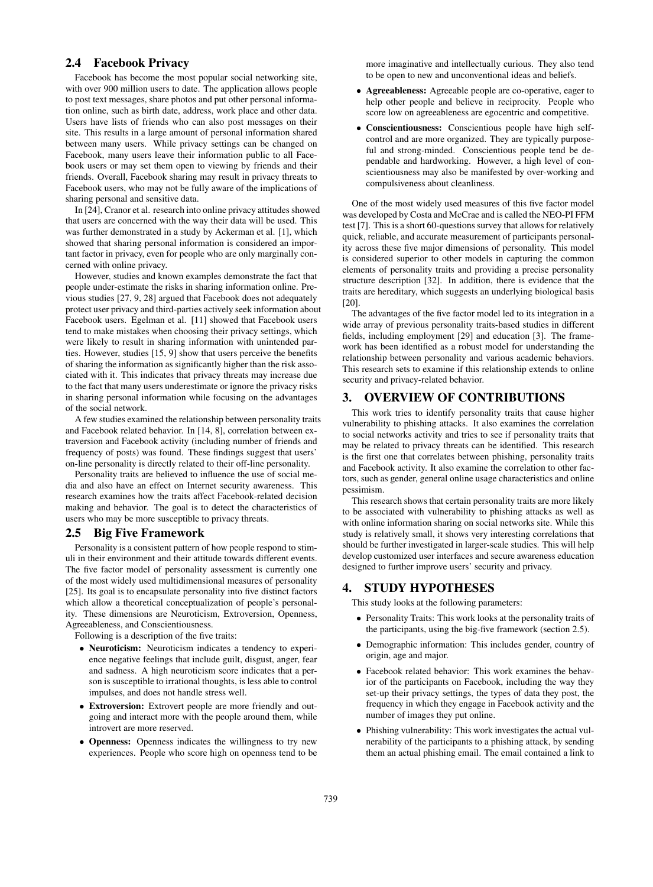## 2.4 Facebook Privacy

Facebook has become the most popular social networking site, with over 900 million users to date. The application allows people to post text messages, share photos and put other personal information online, such as birth date, address, work place and other data. Users have lists of friends who can also post messages on their site. This results in a large amount of personal information shared between many users. While privacy settings can be changed on Facebook, many users leave their information public to all Facebook users or may set them open to viewing by friends and their friends. Overall, Facebook sharing may result in privacy threats to Facebook users, who may not be fully aware of the implications of sharing personal and sensitive data.

In [24], Cranor et al. research into online privacy attitudes showed that users are concerned with the way their data will be used. This was further demonstrated in a study by Ackerman et al. [1], which showed that sharing personal information is considered an important factor in privacy, even for people who are only marginally concerned with online privacy.

However, studies and known examples demonstrate the fact that people under-estimate the risks in sharing information online. Previous studies [27, 9, 28] argued that Facebook does not adequately protect user privacy and third-parties actively seek information about Facebook users. Egelman et al. [11] showed that Facebook users tend to make mistakes when choosing their privacy settings, which were likely to result in sharing information with unintended parties. However, studies [15, 9] show that users perceive the benefits of sharing the information as significantly higher than the risk associated with it. This indicates that privacy threats may increase due to the fact that many users underestimate or ignore the privacy risks in sharing personal information while focusing on the advantages of the social network.

A few studies examined the relationship between personality traits and Facebook related behavior. In [14, 8], correlation between extraversion and Facebook activity (including number of friends and frequency of posts) was found. These findings suggest that users' on-line personality is directly related to their off-line personality.

Personality traits are believed to influence the use of social media and also have an effect on Internet security awareness. This research examines how the traits affect Facebook-related decision making and behavior. The goal is to detect the characteristics of users who may be more susceptible to privacy threats.

## 2.5 Big Five Framework

Personality is a consistent pattern of how people respond to stimuli in their environment and their attitude towards different events. The five factor model of personality assessment is currently one of the most widely used multidimensional measures of personality [25]. Its goal is to encapsulate personality into five distinct factors which allow a theoretical conceptualization of people's personality. These dimensions are Neuroticism, Extroversion, Openness, Agreeableness, and Conscientiousness.

Following is a description of the five traits:

- **Neuroticism:** Neuroticism indicates a tendency to experience negative feelings that include guilt, disgust, anger, fear and sadness. A high neuroticism score indicates that a person is susceptible to irrational thoughts, is less able to control impulses, and does not handle stress well.
- **Extroversion:** Extrovert people are more friendly and outgoing and interact more with the people around them, while introvert are more reserved.
- **Openness:** Openness indicates the willingness to try new experiences. People who score high on openness tend to be more imaginative and intellectually curious. They also tend to be open to new and unconventional ideas and beliefs.
- **Agreeableness:** Agreeable people are co-operative, eager to help other people and believe in reciprocity. People who score low on agreeableness are egocentric and competitive.
- **Conscientiousness:** Conscientious people have high self-control and are more organized. They are typically purposeful and strong-minded. Conscientious people tend be dependable and hardworking. However, a high level of conscientiousness may also be manifested by over-working and compulsiveness about cleanliness.

One of the most widely used measures of this five factor model was developed by Costa and McCrae and is called the NEO-PI FFM test [7]. This is a short 60-questions survey that allows for relatively quick, reliable, and accurate measurement of participants personality across these five major dimensions of personality. This model is considered superior to other models in capturing the common elements of personality traits and providing a precise personality structure description [32]. In addition, there is evidence that the traits are hereditary, which suggests an underlying biological basis [20].

The advantages of the five factor model led to its integration in a wide array of previous personality traits-based studies in different fields, including employment [29] and education [3]. The framework has been identified as a robust model for understanding the relationship between personality and various academic behaviors. This research sets to examine if this relationship extends to online security and privacy-related behavior.

# 3. OVERVIEW OF CONTRIBUTIONS

This work tries to identify personality traits that cause higher vulnerability to phishing attacks. It also examines the correlation to social networks activity and tries to see if personality traits that may be related to privacy threats can be identified. This research is the first one that correlates between phishing, personality traits and Facebook activity. It also examine the correlation to other factors, such as gender, general online usage characteristics and online pessimism.

This research shows that certain personality traits are more likely to be associated with vulnerability to phishing attacks as well as with online information sharing on social networks site. While this study is relatively small, it shows very interesting correlations that should be further investigated in larger-scale studies. This will help develop customized user interfaces and secure awareness education designed to further improve users' security and privacy.

# 4. STUDY HYPOTHESES

This study looks at the following parameters:

- Personality Traits: This work looks at the personality traits of the participants, using the big-five framework (section 2.5).
- Demographic information: This includes gender, country of origin, age and major.
- Facebook related behavior: This work examines the behavior of the participants on Facebook, including the way they set-up their privacy settings, the types of data they post, the frequency in which they engage in Facebook activity and the number of images they put online.
- Phishing vulnerability: This work investigates the actual vulnerability of the participants to a phishing attack, by sending them an actual phishing email. The email contained a link to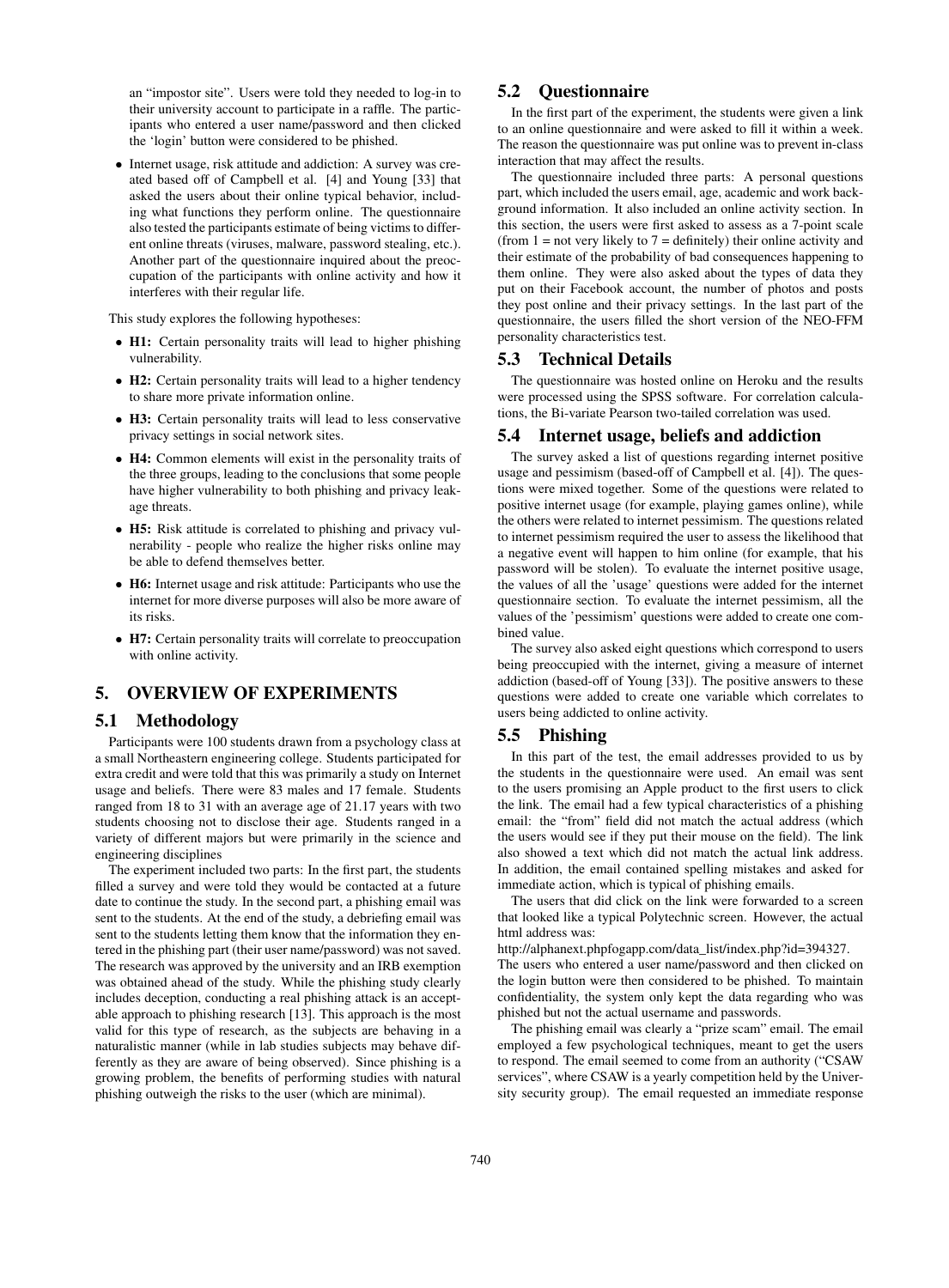an "impostor site". Users were told they needed to log-in to their university account to participate in a raffle. The participants who entered a user name/password and then clicked the 'login' button were considered to be phished.

- Internet usage, risk attitude and addiction: A survey was created based off of Campbell et al. [4] and Young [33] that asked the users about their online typical behavior, including what functions they perform online. The questionnaire also tested the participants estimate of being victims to different online threats (viruses, malware, password stealing, etc.). Another part of the questionnaire inquired about the preoccupation of the participants with online activity and how it interferes with their regular life.

This study explores the following hypotheses:

- **H1:** Certain personality traits will lead to higher phishing vulnerability.
- **H2:** Certain personality traits will lead to a higher tendency to share more private information online.
- **H3:** Certain personality traits will lead to less conservative privacy settings in social network sites.
- **H4:** Common elements will exist in the personality traits of the three groups, leading to the conclusions that some people have higher vulnerability to both phishing and privacy leakage threats.
- **H5:** Risk attitude is correlated to phishing and privacy vulnerability - people who realize the higher risks online may be able to defend themselves better.
- **H6:** Internet usage and risk attitude: Participants who use the internet for more diverse purposes will also be more aware of its risks.
- **H7:** Certain personality traits will correlate to preoccupation with online activity.

## 5. OVERVIEW OF EXPERIMENTS

### 5.1 Methodology

Participants were 100 students drawn from a psychology class at a small Northeastern engineering college. Students participated for extra credit and were told that this was primarily a study on Internet usage and beliefs. There were 83 males and 17 female. Students ranged from 18 to 31 with an average age of 21.17 years with two students choosing not to disclose their age. Students ranged in a variety of different majors but were primarily in the science and engineering disciplines

The experiment included two parts: In the first part, the students filled a survey and were told they would be contacted at a future date to continue the study. In the second part, a phishing email was sent to the students. At the end of the study, a debriefing email was sent to the students letting them know that the information they entered in the phishing part (their user name/password) was not saved. The research was approved by the university and an IRB exemption was obtained ahead of the study. While the phishing study clearly includes deception, conducting a real phishing attack is an acceptable approach to phishing research [13]. This approach is the most valid for this type of research, as the subjects are behaving in a naturalistic manner (while in lab studies subjects may behave differently as they are aware of being observed). Since phishing is a growing problem, the benefits of performing studies with natural phishing outweigh the risks to the user (which are minimal).

### 5.2 Questionnaire

In the first part of the experiment, the students were given a link to an online questionnaire and were asked to fill it within a week. The reason the questionnaire was put online was to prevent in-class interaction that may affect the results.

The questionnaire included three parts: A personal questions part, which included the users email, age, academic and work background information. It also included an online activity section. In this section, the users were first asked to assess as a 7-point scale (from 1 = not very likely to 7 = definitely) their online activity and their estimate of the probability of bad consequences happening to them online. They were also asked about the types of data they put on their Facebook account, the number of photos and posts they post online and their privacy settings. In the last part of the questionnaire, the users filled the short version of the NEO-FFM personality characteristics test.

### 5.3 Technical Details

The questionnaire was hosted online on Heroku and the results were processed using the SPSS software. For correlation calculations, the Bi-variate Pearson two-tailed correlation was used.

### 5.4 Internet usage, beliefs and addiction

The survey asked a list of questions regarding internet positive usage and pessimism (based-off of Campbell et al. [4]). The questions were mixed together. Some of the questions were related to positive internet usage (for example, playing games online), while the others were related to internet pessimism. The questions related to internet pessimism required the user to assess the likelihood that a negative event will happen to him online (for example, that his password will be stolen). To evaluate the internet positive usage, the values of all the 'usage' questions were added for the internet questionnaire section. To evaluate the internet pessimism, all the values of the 'pessimism' questions were added to create one combined value.

The survey also asked eight questions which correspond to users being preoccupied with the internet, giving a measure of internet addiction (based-off of Young [33]). The positive answers to these questions were added to create one variable which correlates to users being addicted to online activity.

### 5.5 Phishing

In this part of the test, the email addresses provided to us by the students in the questionnaire were used. An email was sent to the users promising an Apple product to the first users to click the link. The email had a few typical characteristics of a phishing email: the "from" field did not match the actual address (which the users would see if they put their mouse on the field). The link also showed a text which did not match the actual link address. In addition, the email contained spelling mistakes and asked for immediate action, which is typical of phishing emails.

The users that did click on the link were forwarded to a screen that looked like a typical Polytechnic screen. However, the actual html address was:

http://alphanext.phpfogapp.com/data_list/index.php?id=394327.

The users who entered a user name/password and then clicked on the login button were then considered to be phished. To maintain confidentiality, the system only kept the data regarding who was phished but not the actual username and passwords.

The phishing email was clearly a "prize scam" email. The email employed a few psychological techniques, meant to get the users to respond. The email seemed to come from an authority ("CSAW services", where CSAW is a yearly competition held by the University security group). The email requested an immediate response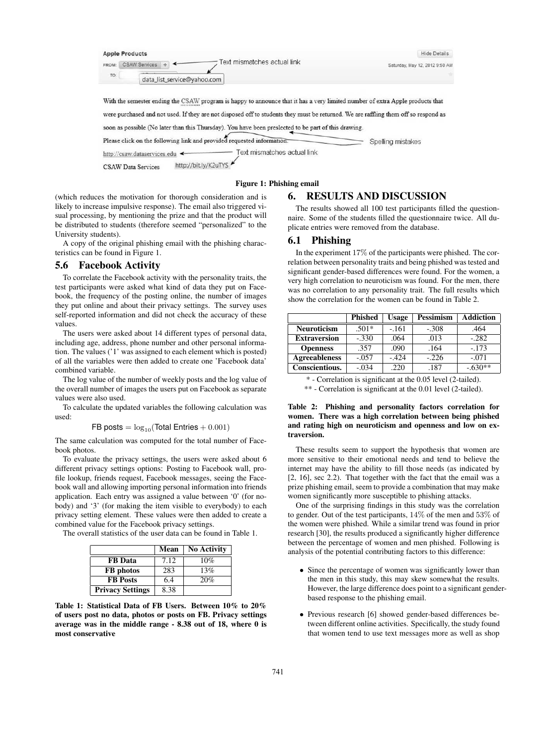Figure 1: Phishing email

(which reduces the motivation for thorough consideration and is likely to increase impulsive response). The email also triggered visual processing, by mentioning the prize and that the product will be distributed to students (therefore seemed "personalized" to the University students).

A copy of the original phishing email with the phishing characteristics can be found in Figure 1.

## 5.6 Facebook Activity

To correlate the Facebook activity with the personality traits, the test participants were asked what kind of data they put on Facebook, the frequency of the posting online, the number of images they put online and about their privacy settings. The survey uses self-reported information and did not check the accuracy of these values.

The users were asked about 14 different types of personal data, including age, address, phone number and other personal information. The values ('1' was assigned to each element which is posted) of all the variables were then added to create one 'Facebook data' combined variable.

The log value of the number of weekly posts and the log value of the overall number of images the users put on Facebook as separate values were also used.

To calculate the updated variables the following calculation was used:

$$\text{FB posts} = \log_{10}(\text{Total Entries} + 0.001)$$

The same calculation was computed for the total number of Facebook photos.

To evaluate the privacy settings, the users were asked about 6 different privacy settings options: Posting to Facebook wall, profile lookup, friends request, Facebook messages, seeing the Facebook wall and allowing importing personal information into friends application. Each entry was assigned a value between '0' (for nobody) and '3' (for making the item visible to everybody) to each privacy setting element. These values were then added to create a combined value for the Facebook privacy settings.

The overall statistics of the user data can be found in Table 1.

| | Mean | No Activity |
|---|---|---|
| **FB Data** | 7.12 | 10% |
| **FB photos** | 283 | 13% |
| **FB Posts** | 6.4 | 20% |
| **Privacy Settings** | 8.38 | |

**Table 1: Statistical Data of FB Users. Between 10% to 20% of users post no data, photos or posts on FB. Privacy settings average was in the middle range - 8.38 out of 18, where 0 is most conservative**

# 6. RESULTS AND DISCUSSION

The results showed all 100 test participants filled the questionnaire. Some of the students filled the questionnaire twice. All duplicate entries were removed from the database.

## 6.1 Phishing

In the experiment 17% of the participants were phished. The correlation between personality traits and being phished was tested and significant gender-based differences were found. For the women, a very high correlation to neuroticism was found. For the men, there was no correlation to any personality trait. The full results which show the correlation for the women can be found in Table 2.

| | Phished | Usage | Pessimism | Addiction |
|---|---|---|---|---|
| **Neuroticism** | .501* | -.161 | -.308 | .464 |
| **Extraversion** | -.330 | .064 | .013 | -.282 |
| **Openness** | .357 | .090 | .164 | -.173 |
| **Agreeableness** | -.057 | -.424 | -.226 | -.071 |
| **Conscientious.** | -.034 | .220 | .187 | -.630** |

\* - Correlation is significant at the 0.05 level (2-tailed).

\*\* - Correlation is significant at the 0.01 level (2-tailed).

**Table 2: Phishing and personality factors correlation for women. There was a high correlation between being phished and rating high on neuroticism and openness and low on extraversion.**

These results seem to support the hypothesis that women are more sensitive to their emotional needs and tend to believe the internet may have the ability to fill those needs (as indicated by [2, 16], sec 2.2). That together with the fact that the email was a prize phishing email, seem to provide a combination that may make women significantly more susceptible to phishing attacks.

One of the surprising findings in this study was the correlation to gender. Out of the test participants, 14% of the men and 53% of the women were phished. While a similar trend was found in prior research [30], the results produced a significantly higher difference between the percentage of women and men phished. Following is analysis of the potential contributing factors to this difference:

- Since the percentage of women was significantly lower than the men in this study, this may skew somewhat the results. However, the large difference does point to a significant gender-based response to the phishing email.

- Previous research [6] showed gender-based differences between different online activities. Specifically, the study found that women tend to use text messages more as well as shop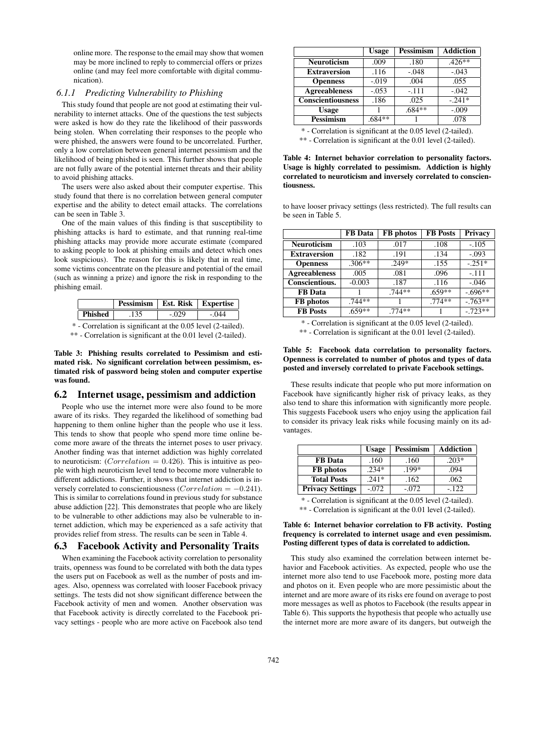online more. The response to the email may show that women may be more inclined to reply to commercial offers or prizes online (and may feel more comfortable with digital communication).

### 6.1.1 Predicting Vulnerability to Phishing

This study found that people are not good at estimating their vulnerability to internet attacks. One of the questions the test subjects were asked is how do they rate the likelihood of their passwords being stolen. When correlating their responses to the people who were phished, the answers were found to be uncorrelated. Further, only a low correlation between general internet pessimism and the likelihood of being phished is seen. This further shows that people are not fully aware of the potential internet threats and their ability to avoid phishing attacks.

The users were also asked about their computer expertise. This study found that there is no correlation between general computer expertise and the ability to detect email attacks. The correlations can be seen in Table 3.

One of the main values of this finding is that susceptibility to phishing attacks is hard to estimate, and that running real-time phishing attacks may provide more accurate estimate (compared to asking people to look at phishing emails and detect which ones look suspicious). The reason for this is likely that in real time, some victims concentrate on the pleasure and potential of the email (such as winning a prize) and ignore the risk in responding to the phishing email.

| | Pessimism | Est. Risk | Expertise |
|---|---|---|---|
| **Phished** | .135 | -.029 | -.044 |

\* - Correlation is significant at the 0.05 level (2-tailed).
\*\* - Correlation is significant at the 0.01 level (2-tailed).

**Table 3: Phishing results correlated to Pessimism and estimated risk. No significant correlation between pessimism, estimated risk of password being stolen and computer expertise was found.**

## 6.2 Internet usage, pessimism and addiction

People who use the internet more were also found to be more aware of its risks. They regarded the likelihood of something bad happening to them online higher than the people who use it less. This tends to show that people who spend more time online become more aware of the threats the internet poses to user privacy. Another finding was that internet addiction was highly correlated to neuroticism: ($Correlation = 0.426$). This is intuitive as people with high neuroticism level tend to become more vulnerable to different addictions. Further, it shows that internet addiction is inversely correlated to conscientiousness ($Correlation = -0.241$). This is similar to correlations found in previous study for substance abuse addiction [22]. This demonstrates that people who are likely to be vulnerable to other addictions may also be vulnerable to internet addiction, which may be experienced as a safe activity that provides relief from stress. The results can be seen in Table 4.

## 6.3 Facebook Activity and Personality Traits

When examining the Facebook activity correlation to personality traits, openness was found to be correlated with both the data types the users put on Facebook as well as the number of posts and images. Also, openness was correlated with looser Facebook privacy settings. The tests did not show significant difference between the Facebook activity of men and women. Another observation was that Facebook activity is directly correlated to the Facebook privacy settings - people who are more active on Facebook also tend to have looser privacy settings (less restricted). The full results can be seen in Table 5.

| | Usage | Pessimism | Addiction |
|---|---|---|---|
| **Neuroticism** | .009 | .180 | .426** |
| **Extraversion** | .116 | -.048 | -.043 |
| **Openness** | -.019 | .004 | .055 |
| **Agreeableness** | -.053 | -.111 | -.042 |
| **Conscientiousness** | .186 | .025 | -.241* |
| **Usage** | 1 | .684** | -.009 |
| **Pessimism** | .684** | 1 | .078 |

\* - Correlation is significant at the 0.05 level (2-tailed).
\*\* - Correlation is significant at the 0.01 level (2-tailed).

**Table 4: Internet behavior correlation to personality factors. Usage is highly correlated to pessimism. Addiction is highly correlated to neuroticism and inversely correlated to conscientiousness.**

| | FB Data | FB photos | FB Posts | Privacy |
|---|---|---|---|---|
| **Neuroticism** | .103 | .017 | .108 | -.105 |
| **Extraversion** | .182 | .191 | .134 | -.093 |
| **Openness** | .306** | .249* | .155 | -.251* |
| **Agreeableness** | .005 | .081 | .096 | -.111 |
| **Conscientious.** | -0.003 | .187 | .116 | -.046 |
| **FB Data** | 1 | .744** | .659** | -.696** |
| **FB photos** | .744** | 1 | .774** | -.763** |
| **FB Posts** | .659** | .774** | 1 | -.723** |

\* - Correlation is significant at the 0.05 level (2-tailed).
\*\* - Correlation is significant at the 0.01 level (2-tailed).

**Table 5: Facebook data correlation to personality factors. Openness is correlated to number of photos and types of data posted and inversely correlated to private Facebook settings.**

These results indicate that people who put more information on Facebook have significantly higher risk of privacy leaks, as they also tend to share this information with significantly more people. This suggests Facebook users who enjoy using the application fail to consider its privacy leak risks while focusing mainly on its advantages.

| | Usage | Pessimism | Addiction |
|---|---|---|---|
| **FB Data** | .160 | .160 | .203* |
| **FB photos** | .234* | .199* | .094 |
| **Total Posts** | .241* | .162 | .062 |
| **Privacy Settings** | -.072 | -.072 | -.122 |

\* - Correlation is significant at the 0.05 level (2-tailed).
\*\* - Correlation is significant at the 0.01 level (2-tailed).

**Table 6: Internet behavior correlation to FB activity. Posting frequency is correlated to internet usage and even pessimism. Posting different types of data is correlated to addiction.**

This study also examined the correlation between internet behavior and Facebook activities. As expected, people who use the internet more also tend to use Facebook more, posting more data and photos on it. Even people who are more pessimistic about the internet and are more aware of its risks ere found on average to post more messages as well as photos to Facebook (the results appear in Table 6). This supports the hypothesis that people who actually use the internet more are more aware of its dangers, but outweigh the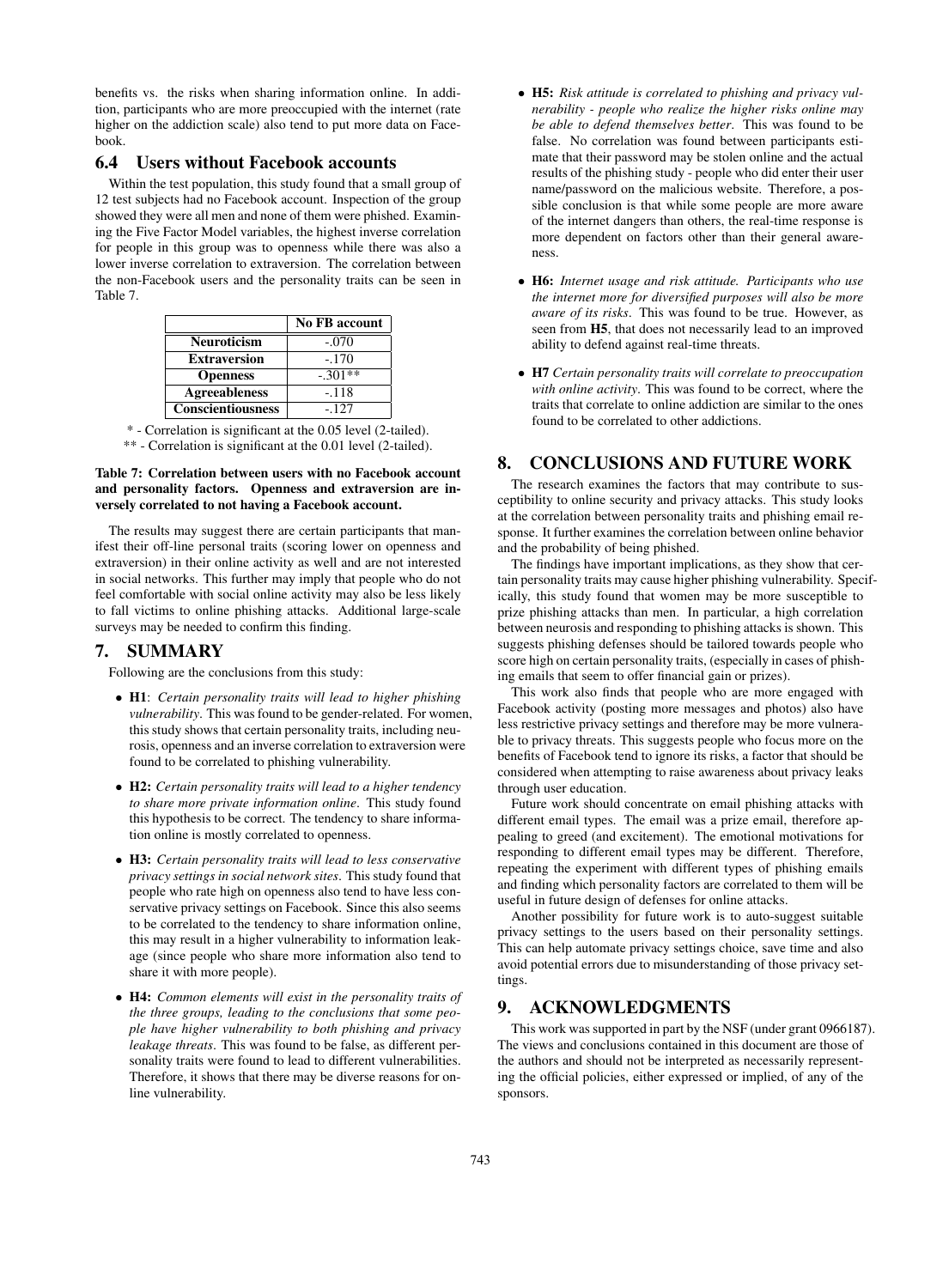benefits vs. the risks when sharing information online. In addition, participants who are more preoccupied with the internet (rate higher on the addiction scale) also tend to put more data on Facebook.

### 6.4 Users without Facebook accounts

Within the test population, this study found that a small group of 12 test subjects had no Facebook account. Inspection of the group showed they were all men and none of them were phished. Examining the Five Factor Model variables, the highest inverse correlation for people in this group was to openness while there was also a lower inverse correlation to extraversion. The correlation between the non-Facebook users and the personality traits can be seen in Table 7.

| | No FB account |
|---|---|
| Neuroticism | -.070 |
| Extraversion | -.170 |
| Openness | -.301** |
| Agreeableness | -.118 |
| Conscientiousness | -.127 |

\* - Correlation is significant at the 0.05 level (2-tailed).
\*\* - Correlation is significant at the 0.01 level (2-tailed).

**Table 7: Correlation between users with no Facebook account and personality factors. Openness and extraversion are inversely correlated to not having a Facebook account.**

The results may suggest there are certain participants that manifest their off-line personal traits (scoring lower on openness and extraversion) in their online activity as well and are not interested in social networks. This further may imply that people who do not feel comfortable with social online activity may also be less likely to fall victims to online phishing attacks. Additional large-scale surveys may be needed to confirm this finding.

## 7. SUMMARY

Following are the conclusions from this study:

- **H1**: *Certain personality traits will lead to higher phishing vulnerability*. This was found to be gender-related. For women, this study shows that certain personality traits, including neurosis, openness and an inverse correlation to extraversion were found to be correlated to phishing vulnerability.
- **H2:** *Certain personality traits will lead to a higher tendency to share more private information online*. This study found this hypothesis to be correct. The tendency to share information online is mostly correlated to openness.
- **H3:** *Certain personality traits will lead to less conservative privacy settings in social network sites*. This study found that people who rate high on openness also tend to have less conservative privacy settings on Facebook. Since this also seems to be correlated to the tendency to share information online, this may result in a higher vulnerability to information leakage (since people who share more information also tend to share it with more people).
- **H4:** *Common elements will exist in the personality traits of the three groups, leading to the conclusions that some people have higher vulnerability to both phishing and privacy leakage threats*. This was found to be false, as different personality traits were found to lead to different vulnerabilities. Therefore, it shows that there may be diverse reasons for online vulnerability.
- **H5:** *Risk attitude is correlated to phishing and privacy vulnerability - people who realize the higher risks online may be able to defend themselves better*. This was found to be false. No correlation was found between participants estimate that their password may be stolen online and the actual results of the phishing study - people who did enter their user name/password on the malicious website. Therefore, a possible conclusion is that while some people are more aware of the internet dangers than others, the real-time response is more dependent on factors other than their general awareness.
- **H6:** *Internet usage and risk attitude. Participants who use the internet more for diversified purposes will also be more aware of its risks*. This was found to be true. However, as seen from **H5**, that does not necessarily lead to an improved ability to defend against real-time threats.
- **H7** *Certain personality traits will correlate to preoccupation with online activity*. This was found to be correct, where the traits that correlate to online addiction are similar to the ones found to be correlated to other addictions.

## 8. CONCLUSIONS AND FUTURE WORK

The research examines the factors that may contribute to susceptibility to online security and privacy attacks. This study looks at the correlation between personality traits and phishing email response. It further examines the correlation between online behavior and the probability of being phished.

The findings have important implications, as they show that certain personality traits may cause higher phishing vulnerability. Specifically, this study found that women may be more susceptible to prize phishing attacks than men. In particular, a high correlation between neurosis and responding to phishing attacks is shown. This suggests phishing defenses should be tailored towards people who score high on certain personality traits, (especially in cases of phishing emails that seem to offer financial gain or prizes).

This work also finds that people who are more engaged with Facebook activity (posting more messages and photos) also have less restrictive privacy settings and therefore may be more vulnerable to privacy threats. This suggests people who focus more on the benefits of Facebook tend to ignore its risks, a factor that should be considered when attempting to raise awareness about privacy leaks through user education.

Future work should concentrate on email phishing attacks with different email types. The email was a prize email, therefore appealing to greed (and excitement). The emotional motivations for responding to different email types may be different. Therefore, repeating the experiment with different types of phishing emails and finding which personality factors are correlated to them will be useful in future design of defenses for online attacks.

Another possibility for future work is to auto-suggest suitable privacy settings to the users based on their personality settings. This can help automate privacy settings choice, save time and also avoid potential errors due to misunderstanding of those privacy settings.

## 9. ACKNOWLEDGMENTS

This work was supported in part by the NSF (under grant 0966187). The views and conclusions contained in this document are those of the authors and should not be interpreted as necessarily representing the official policies, either expressed or implied, of any of the sponsors.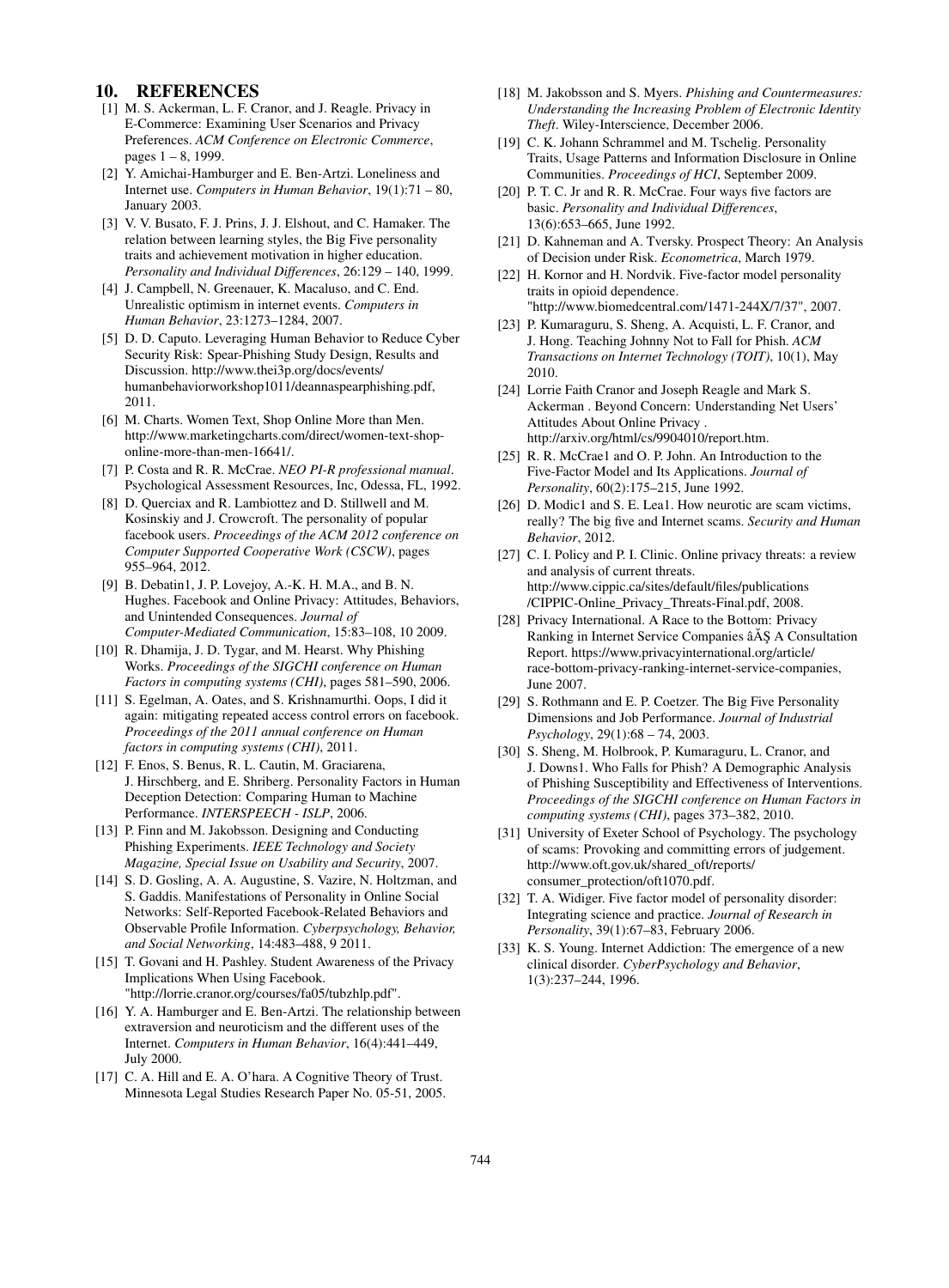## 10. REFERENCES

[1] M. S. Ackerman, L. F. Cranor, and J. Reagle. Privacy in E-Commerce: Examining User Scenarios and Privacy Preferences. *ACM Conference on Electronic Commerce*, pages 1 – 8, 1999.

[2] Y. Amichai-Hamburger and E. Ben-Artzi. Loneliness and Internet use. *Computers in Human Behavior*, 19(1):71 – 80, January 2003.

[3] V. V. Busato, F. J. Prins, J. J. Elshout, and C. Hamaker. The relation between learning styles, the Big Five personality traits and achievement motivation in higher education. *Personality and Individual Differences*, 26:129 – 140, 1999.

[4] J. Campbell, N. Greenauer, K. Macaluso, and C. End. Unrealistic optimism in internet events. *Computers in Human Behavior*, 23:1273–1284, 2007.

[5] D. D. Caputo. Leveraging Human Behavior to Reduce Cyber Security Risk: Spear-Phishing Study Design, Results and Discussion. http://www.thei3p.org/docs/events/humanbehaviorworkshop1011/deannaspearphishing.pdf, 2011.

[6] M. Charts. Women Text, Shop Online More than Men. http://www.marketingcharts.com/direct/women-text-shop-online-more-than-men-16641/.

[7] P. Costa and R. R. McCrae. *NEO PI-R professional manual*. Psychological Assessment Resources, Inc, Odessa, FL, 1992.

[8] D. Querciax and R. Lambiottez and D. Stillwell and M. Kosinskiy and J. Crowcroft. The personality of popular facebook users. *Proceedings of the ACM 2012 conference on Computer Supported Cooperative Work (CSCW)*, pages 955–964, 2012.

[9] B. Debatin1, J. P. Lovejoy, A.-K. H. M.A., and B. N. Hughes. Facebook and Online Privacy: Attitudes, Behaviors, and Unintended Consequences. *Journal of Computer-Mediated Communication*, 15:83–108, 10 2009.

[10] R. Dhamija, J. D. Tygar, and M. Hearst. Why Phishing Works. *Proceedings of the SIGCHI conference on Human Factors in computing systems (CHI)*, pages 581–590, 2006.

[11] S. Egelman, A. Oates, and S. Krishnamurthi. Oops, I did it again: mitigating repeated access control errors on facebook. *Proceedings of the 2011 annual conference on Human factors in computing systems (CHI)*, 2011.

[12] F. Enos, S. Benus, R. L. Cautin, M. Graciarena, J. Hirschberg, and E. Shriberg. Personality Factors in Human Deception Detection: Comparing Human to Machine Performance. *INTERSPEECH - ISLP*, 2006.

[13] P. Finn and M. Jakobsson. Designing and Conducting Phishing Experiments. *IEEE Technology and Society Magazine, Special Issue on Usability and Security*, 2007.

[14] S. D. Gosling, A. A. Augustine, S. Vazire, N. Holtzman, and S. Gaddis. Manifestations of Personality in Online Social Networks: Self-Reported Facebook-Related Behaviors and Observable Profile Information. *Cyberpsychology, Behavior, and Social Networking*, 14:483–488, 9 2011.

[15] T. Govani and H. Pashley. Student Awareness of the Privacy Implications When Using Facebook. "http://lorrie.cranor.org/courses/fa05/tubzhlp.pdf".

[16] Y. A. Hamburger and E. Ben-Artzi. The relationship between extraversion and neuroticism and the different uses of the Internet. *Computers in Human Behavior*, 16(4):441–449, July 2000.

[17] C. A. Hill and E. A. O'hara. A Cognitive Theory of Trust. Minnesota Legal Studies Research Paper No. 05-51, 2005.

[18] M. Jakobsson and S. Myers. *Phishing and Countermeasures: Understanding the Increasing Problem of Electronic Identity Theft*. Wiley-Interscience, December 2006.

[19] C. K. Johann Schrammel and M. Tschelig. Personality Traits, Usage Patterns and Information Disclosure in Online Communities. *Proceedings of HCI*, September 2009.

[20] P. T. C. Jr and R. R. McCrae. Four ways five factors are basic. *Personality and Individual Differences*, 13(6):653–665, June 1992.

[21] D. Kahneman and A. Tversky. Prospect Theory: An Analysis of Decision under Risk. *Econometrica*, March 1979.

[22] H. Kornor and H. Nordvik. Five-factor model personality traits in opioid dependence. "http://www.biomedcentral.com/1471-244X/7/37", 2007.

[23] P. Kumaraguru, S. Sheng, A. Acquisti, L. F. Cranor, and J. Hong. Teaching Johnny Not to Fall for Phish. *ACM Transactions on Internet Technology (TOIT)*, 10(1), May 2010.

[24] Lorrie Faith Cranor and Joseph Reagle and Mark S. Ackerman . Beyond Concern: Understanding Net Users' Attitudes About Online Privacy . http://arxiv.org/html/cs/9904010/report.htm.

[25] R. R. McCrae1 and O. P. John. An Introduction to the Five-Factor Model and Its Applications. *Journal of Personality*, 60(2):175–215, June 1992.

[26] D. Modic1 and S. E. Lea1. How neurotic are scam victims, really? The big five and Internet scams. *Security and Human Behavior*, 2012.

[27] C. I. Policy and P. I. Clinic. Online privacy threats: a review and analysis of current threats. http://www.cippic.ca/sites/default/files/publications/CIPPIC-Online_Privacy_Threats-Final.pdf, 2008.

[28] Privacy International. A Race to the Bottom: Privacy Ranking in Internet Service Companies âĂŞ A Consultation Report. https://www.privacyinternational.org/article/race-bottom-privacy-ranking-internet-service-companies, June 2007.

[29] S. Rothmann and E. P. Coetzer. The Big Five Personality Dimensions and Job Performance. *Journal of Industrial Psychology*, 29(1):68 – 74, 2003.

[30] S. Sheng, M. Holbrook, P. Kumaraguru, L. Cranor, and J. Downs1. Who Falls for Phish? A Demographic Analysis of Phishing Susceptibility and Effectiveness of Interventions. *Proceedings of the SIGCHI conference on Human Factors in computing systems (CHI)*, pages 373–382, 2010.

[31] University of Exeter School of Psychology. The psychology of scams: Provoking and committing errors of judgement. http://www.oft.gov.uk/shared_oft/reports/consumer_protection/oft1070.pdf.

[32] T. A. Widiger. Five factor model of personality disorder: Integrating science and practice. *Journal of Research in Personality*, 39(1):67–83, February 2006.

[33] K. S. Young. Internet Addiction: The emergence of a new clinical disorder. *CyberPsychology and Behavior*, 1(3):237–244, 1996.